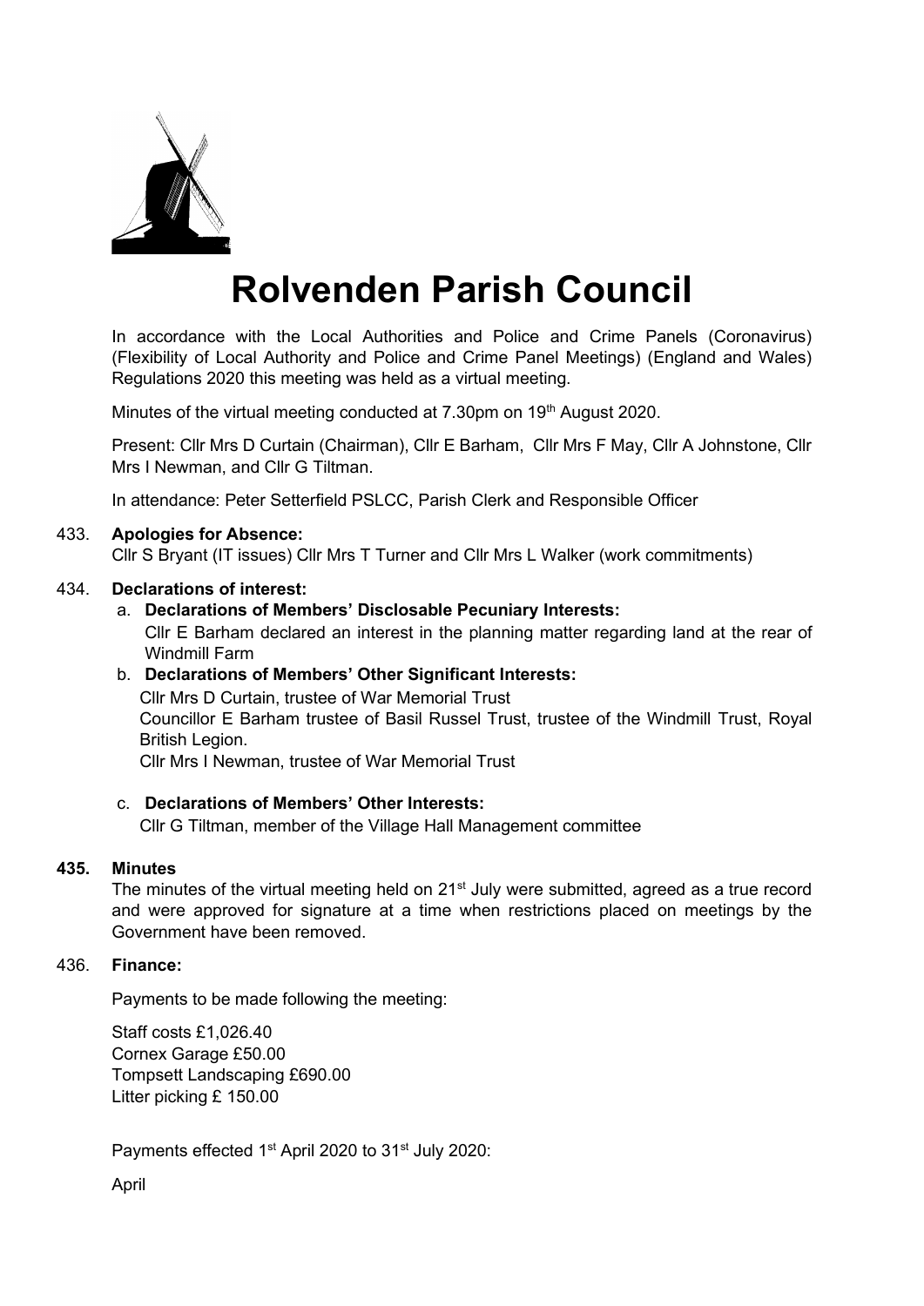# Rolvenden Parish Council

In accordance with the Local Authorities and Police and Crime Panels (Coronavirus) (Flexibility of Local Authority and Police and Crime Panel Meetings) (England and Wales) Regulations 2020 this meeting was held as a virtual meeting.

Minutes of the virtual meeting conducted at 7.30pm on 19th August 2020.

Present: Cllr Mrs D Curtain (Chairman), Cllr E Barham, Cllr Mrs F May, Cllr A Johnstone, Cllr Mrs I Newman, and Cllr G Tiltman.

In attendance: Peter Setterfield PSLCC, Parish Clerk and Responsible Officer

433. **Apologies for Absence:**
Cllr S Bryant (IT issues) Cllr Mrs T Turner and Cllr Mrs L Walker (work commitments)

434. **Declarations of interest:**

a. **Declarations of Members' Disclosable Pecuniary Interests:**
Cllr E Barham declared an interest in the planning matter regarding land at the rear of Windmill Farm

b. **Declarations of Members' Other Significant Interests:**
Cllr Mrs D Curtain, trustee of War Memorial Trust
Councillor E Barham trustee of Basil Russel Trust, trustee of the Windmill Trust, Royal British Legion.
Cllr Mrs I Newman, trustee of War Memorial Trust

c. **Declarations of Members' Other Interests:**
Cllr G Tiltman, member of the Village Hall Management committee

**435. Minutes**
The minutes of the virtual meeting held on 21st July were submitted, agreed as a true record and were approved for signature at a time when restrictions placed on meetings by the Government have been removed.

436. **Finance:**

Payments to be made following the meeting:

Staff costs £1,026.40
Cornex Garage £50.00
Tompsett Landscaping £690.00
Litter picking £ 150.00

Payments effected 1st April 2020 to 31st July 2020:

April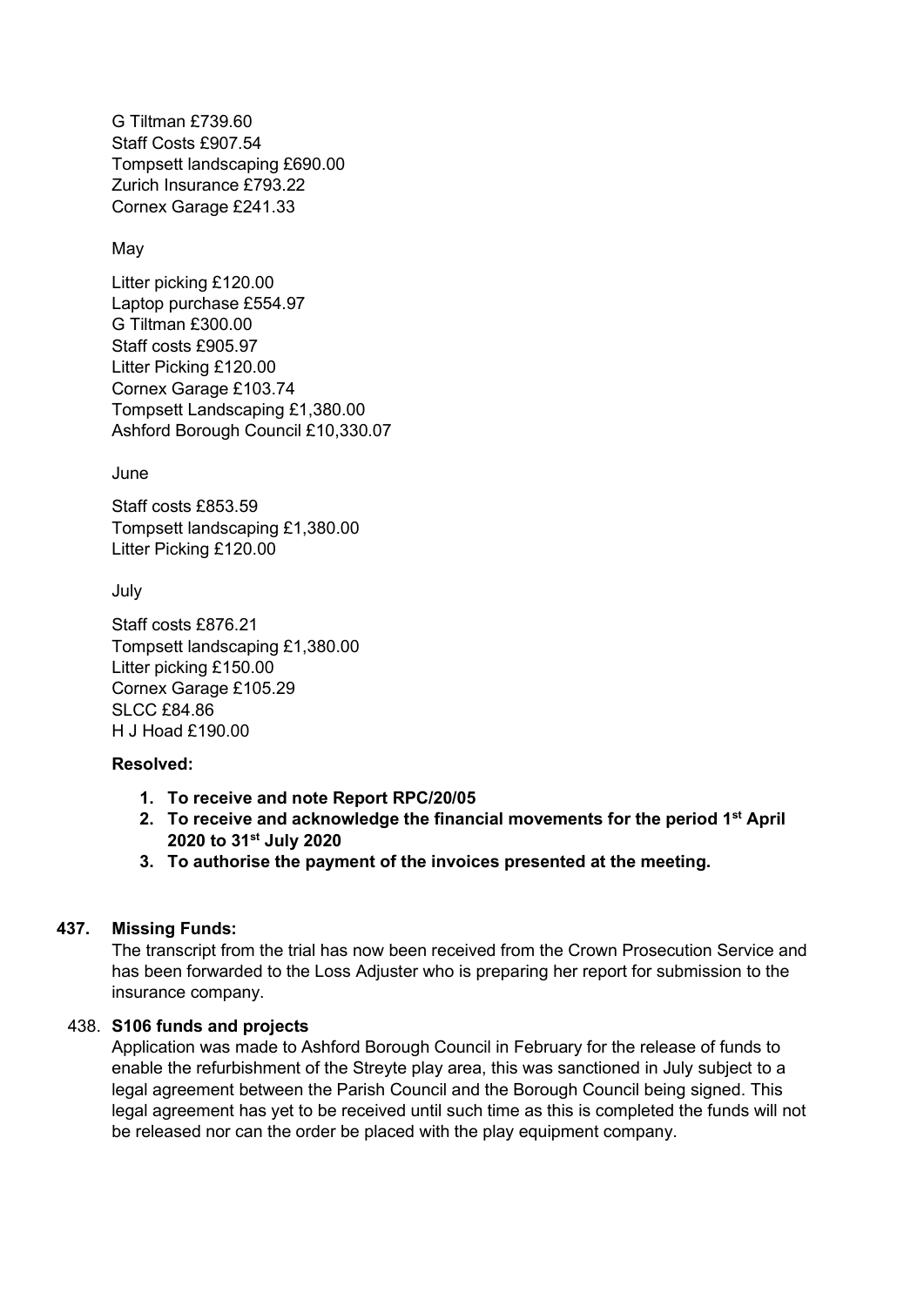G Tiltman £739.60
Staff Costs £907.54
Tompsett landscaping £690.00
Zurich Insurance £793.22
Cornex Garage £241.33

May

Litter picking £120.00
Laptop purchase £554.97
G Tiltman £300.00
Staff costs £905.97
Litter Picking £120.00
Cornex Garage £103.74
Tompsett Landscaping £1,380.00
Ashford Borough Council £10,330.07

June

Staff costs £853.59
Tompsett landscaping £1,380.00
Litter Picking £120.00

July

Staff costs £876.21
Tompsett landscaping £1,380.00
Litter picking £150.00
Cornex Garage £105.29
SLCC £84.86
H J Hoad £190.00

**Resolved:**

1. **To receive and note Report RPC/20/05**
2. **To receive and acknowledge the financial movements for the period 1st April 2020 to 31st July 2020**
3. **To authorise the payment of the invoices presented at the meeting.**

**437. Missing Funds:**

The transcript from the trial has now been received from the Crown Prosecution Service and has been forwarded to the Loss Adjuster who is preparing her report for submission to the insurance company.

438. **S106 funds and projects**

Application was made to Ashford Borough Council in February for the release of funds to enable the refurbishment of the Streyte play area, this was sanctioned in July subject to a legal agreement between the Parish Council and the Borough Council being signed. This legal agreement has yet to be received until such time as this is completed the funds will not be released nor can the order be placed with the play equipment company.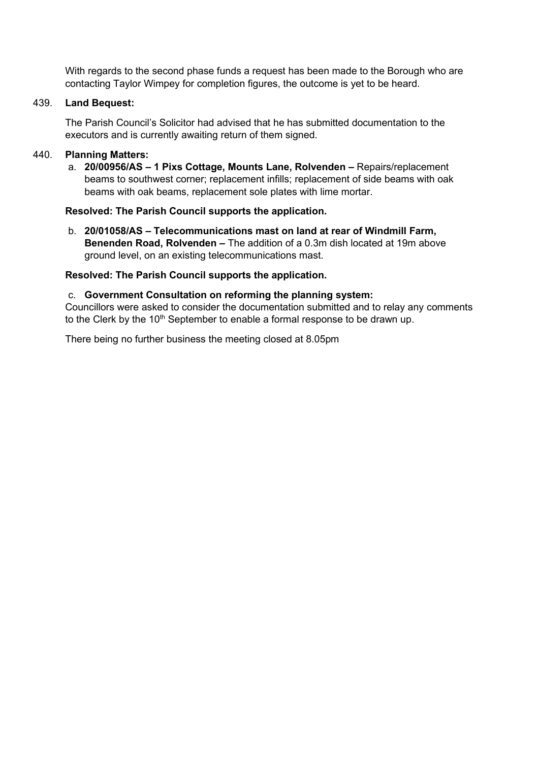With regards to the second phase funds a request has been made to the Borough who are contacting Taylor Wimpey for completion figures, the outcome is yet to be heard.

439. **Land Bequest:**

The Parish Council's Solicitor had advised that he has submitted documentation to the executors and is currently awaiting return of them signed.

440. **Planning Matters:**

a. **20/00956/AS – 1 Pixs Cottage, Mounts Lane, Rolvenden –** Repairs/replacement beams to southwest corner; replacement infills; replacement of side beams with oak beams with oak beams, replacement sole plates with lime mortar.

**Resolved: The Parish Council supports the application.**

b. **20/01058/AS – Telecommunications mast on land at rear of Windmill Farm, Benenden Road, Rolvenden –** The addition of a 0.3m dish located at 19m above ground level, on an existing telecommunications mast.

**Resolved: The Parish Council supports the application.**

c. **Government Consultation on reforming the planning system:**

Councillors were asked to consider the documentation submitted and to relay any comments to the Clerk by the 10th September to enable a formal response to be drawn up.

There being no further business the meeting closed at 8.05pm